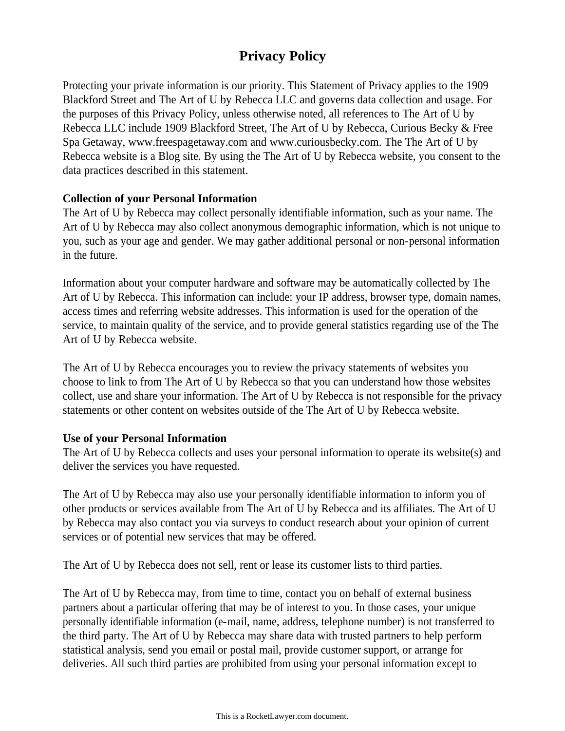# Privacy Policy

Protecting your private information is our priority. This Statement of Privacy applies to the 1909 Blackford Street and The Art of U by Rebecca LLC and governs data collection and usage. For the purposes of this Privacy Policy, unless otherwise noted, all references to The Art of U by Rebecca LLC include 1909 Blackford Street, The Art of U by Rebecca, Curious Becky & Free Spa Getaway, www.freespagetaway.com and www.curiousbecky.com. The The Art of U by Rebecca website is a Blog site. By using the The Art of U by Rebecca website, you consent to the data practices described in this statement.

**Collection of your Personal Information**

The Art of U by Rebecca may collect personally identifiable information, such as your name. The Art of U by Rebecca may also collect anonymous demographic information, which is not unique to you, such as your age and gender. We may gather additional personal or non-personal information in the future.

Information about your computer hardware and software may be automatically collected by The Art of U by Rebecca. This information can include: your IP address, browser type, domain names, access times and referring website addresses. This information is used for the operation of the service, to maintain quality of the service, and to provide general statistics regarding use of the The Art of U by Rebecca website.

The Art of U by Rebecca encourages you to review the privacy statements of websites you choose to link to from The Art of U by Rebecca so that you can understand how those websites collect, use and share your information. The Art of U by Rebecca is not responsible for the privacy statements or other content on websites outside of the The Art of U by Rebecca website.

**Use of your Personal Information**

The Art of U by Rebecca collects and uses your personal information to operate its website(s) and deliver the services you have requested.

The Art of U by Rebecca may also use your personally identifiable information to inform you of other products or services available from The Art of U by Rebecca and its affiliates. The Art of U by Rebecca may also contact you via surveys to conduct research about your opinion of current services or of potential new services that may be offered.

The Art of U by Rebecca does not sell, rent or lease its customer lists to third parties.

The Art of U by Rebecca may, from time to time, contact you on behalf of external business partners about a particular offering that may be of interest to you. In those cases, your unique personally identifiable information (e-mail, name, address, telephone number) is not transferred to the third party. The Art of U by Rebecca may share data with trusted partners to help perform statistical analysis, send you email or postal mail, provide customer support, or arrange for deliveries. All such third parties are prohibited from using your personal information except to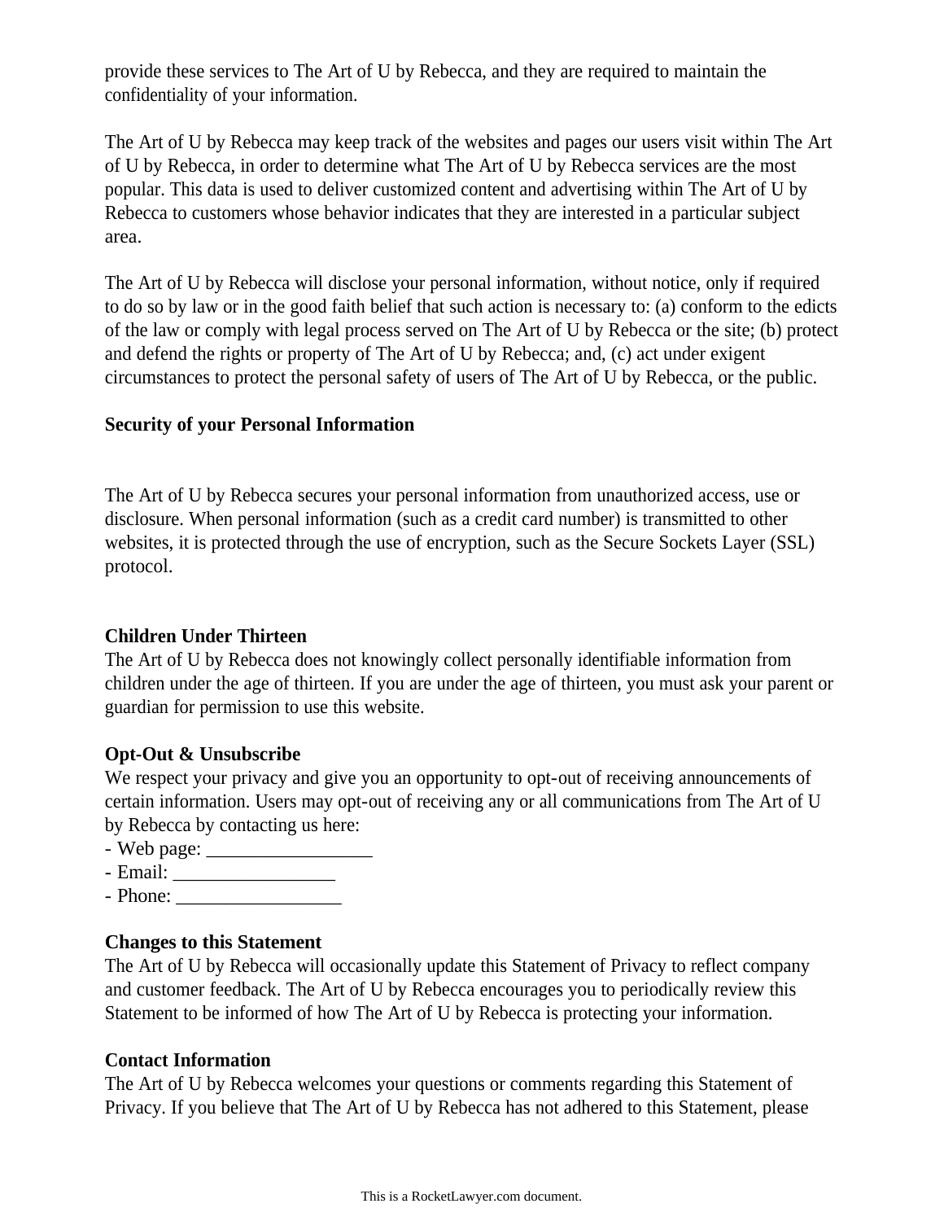provide these services to The Art of U by Rebecca, and they are required to maintain the confidentiality of your information.

The Art of U by Rebecca may keep track of the websites and pages our users visit within The Art of U by Rebecca, in order to determine what The Art of U by Rebecca services are the most popular. This data is used to deliver customized content and advertising within The Art of U by Rebecca to customers whose behavior indicates that they are interested in a particular subject area.

The Art of U by Rebecca will disclose your personal information, without notice, only if required to do so by law or in the good faith belief that such action is necessary to: (a) conform to the edicts of the law or comply with legal process served on The Art of U by Rebecca or the site; (b) protect and defend the rights or property of The Art of U by Rebecca; and, (c) act under exigent circumstances to protect the personal safety of users of The Art of U by Rebecca, or the public.

**Security of your Personal Information**

The Art of U by Rebecca secures your personal information from unauthorized access, use or disclosure. When personal information (such as a credit card number) is transmitted to other websites, it is protected through the use of encryption, such as the Secure Sockets Layer (SSL) protocol.

**Children Under Thirteen**

The Art of U by Rebecca does not knowingly collect personally identifiable information from children under the age of thirteen. If you are under the age of thirteen, you must ask your parent or guardian for permission to use this website.

**Opt-Out & Unsubscribe**

We respect your privacy and give you an opportunity to opt-out of receiving announcements of certain information. Users may opt-out of receiving any or all communications from The Art of U by Rebecca by contacting us here:

- Web page: _________________
- Email: _________________
- Phone: _________________

**Changes to this Statement**

The Art of U by Rebecca will occasionally update this Statement of Privacy to reflect company and customer feedback. The Art of U by Rebecca encourages you to periodically review this Statement to be informed of how The Art of U by Rebecca is protecting your information.

**Contact Information**

The Art of U by Rebecca welcomes your questions or comments regarding this Statement of Privacy. If you believe that The Art of U by Rebecca has not adhered to this Statement, please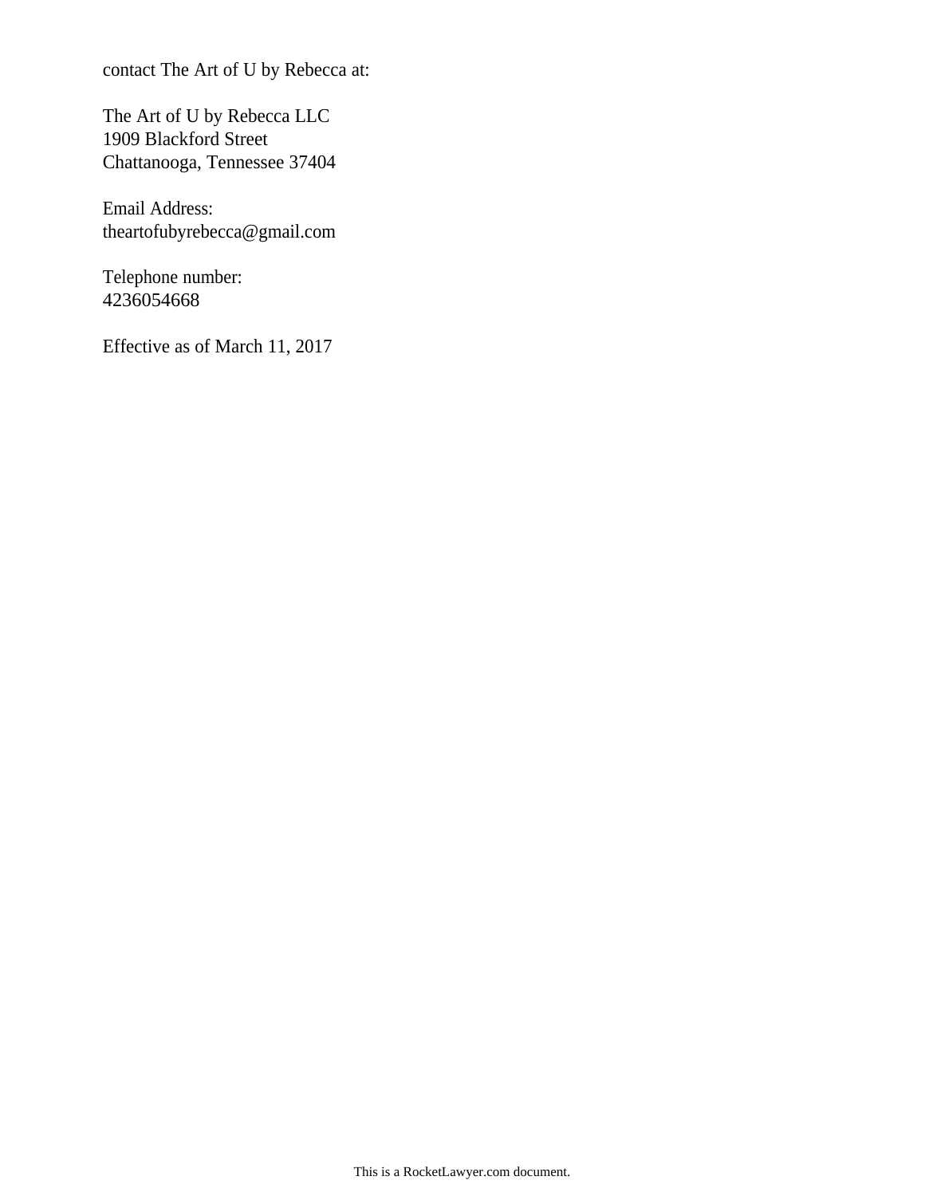contact The Art of U by Rebecca at:

The Art of U by Rebecca LLC
1909 Blackford Street
Chattanooga, Tennessee 37404

Email Address:
theartofubyrebecca@gmail.com

Telephone number:
4236054668

Effective as of March 11, 2017